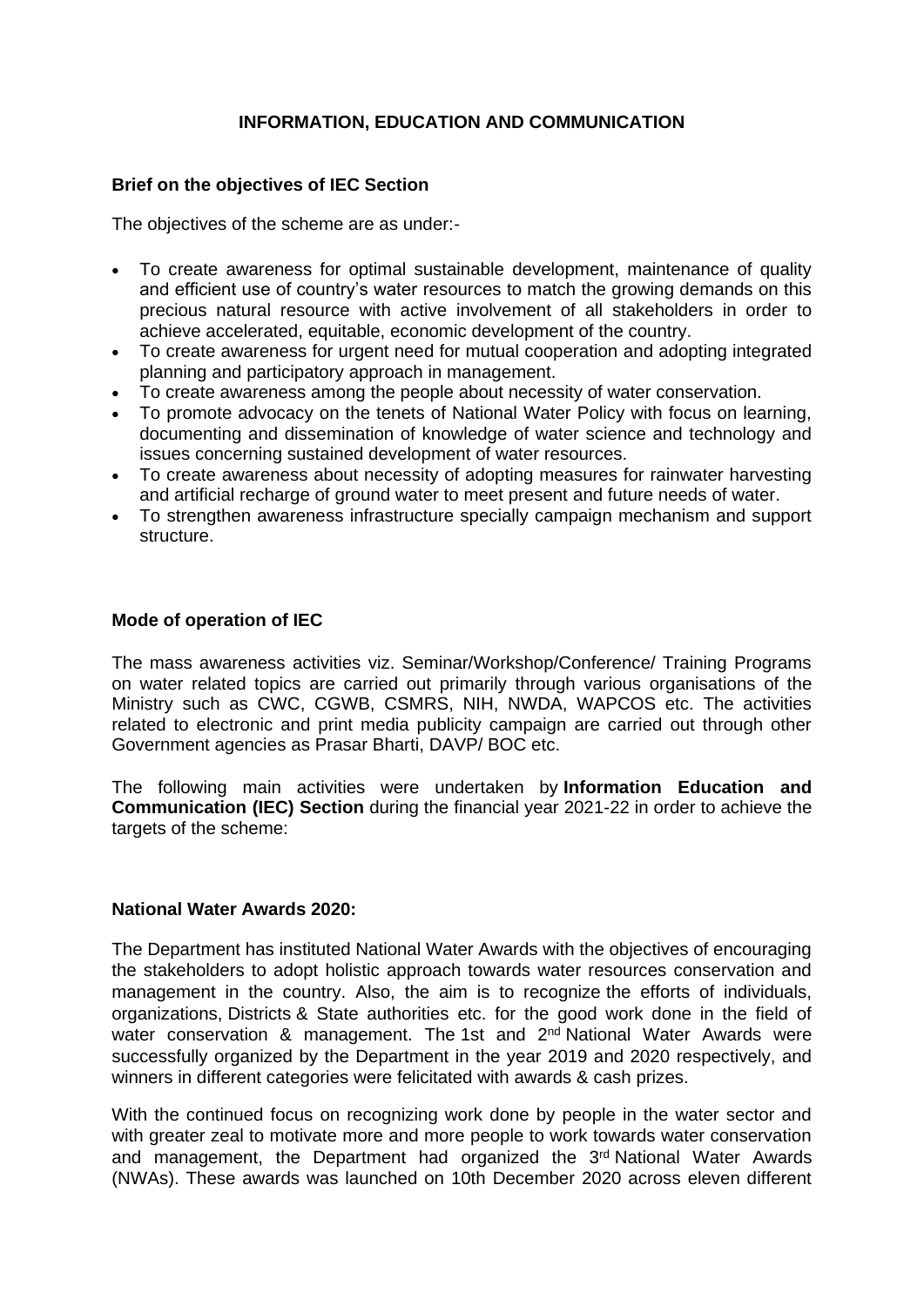# INFORMATION, EDUCATION AND COMMUNICATION

## Brief on the objectives of IEC Section

The objectives of the scheme are as under:-

- To create awareness for optimal sustainable development, maintenance of quality and efficient use of country's water resources to match the growing demands on this precious natural resource with active involvement of all stakeholders in order to achieve accelerated, equitable, economic development of the country.
- To create awareness for urgent need for mutual cooperation and adopting integrated planning and participatory approach in management.
- To create awareness among the people about necessity of water conservation.
- To promote advocacy on the tenets of National Water Policy with focus on learning, documenting and dissemination of knowledge of water science and technology and issues concerning sustained development of water resources.
- To create awareness about necessity of adopting measures for rainwater harvesting and artificial recharge of ground water to meet present and future needs of water.
- To strengthen awareness infrastructure specially campaign mechanism and support structure.

## Mode of operation of IEC

The mass awareness activities viz. Seminar/Workshop/Conference/ Training Programs on water related topics are carried out primarily through various organisations of the Ministry such as CWC, CGWB, CSMRS, NIH, NWDA, WAPCOS etc. The activities related to electronic and print media publicity campaign are carried out through other Government agencies as Prasar Bharti, DAVP/ BOC etc.

The following main activities were undertaken by **Information Education and Communication (IEC) Section** during the financial year 2021-22 in order to achieve the targets of the scheme:

## National Water Awards 2020:

The Department has instituted National Water Awards with the objectives of encouraging the stakeholders to adopt holistic approach towards water resources conservation and management in the country. Also, the aim is to recognize the efforts of individuals, organizations, Districts & State authorities etc. for the good work done in the field of water conservation & management. The 1st and 2nd National Water Awards were successfully organized by the Department in the year 2019 and 2020 respectively, and winners in different categories were felicitated with awards & cash prizes.

With the continued focus on recognizing work done by people in the water sector and with greater zeal to motivate more and more people to work towards water conservation and management, the Department had organized the 3rd National Water Awards (NWAs). These awards was launched on 10th December 2020 across eleven different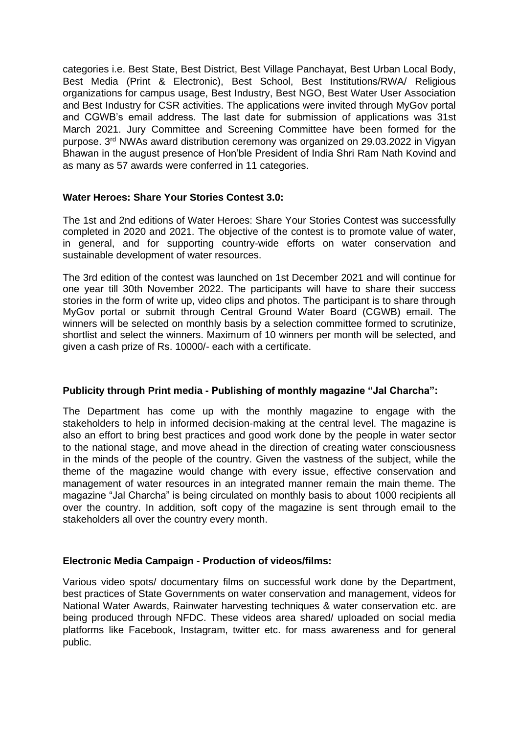categories i.e. Best State, Best District, Best Village Panchayat, Best Urban Local Body, Best Media (Print & Electronic), Best School, Best Institutions/RWA/ Religious organizations for campus usage, Best Industry, Best NGO, Best Water User Association and Best Industry for CSR activities. The applications were invited through MyGov portal and CGWB's email address. The last date for submission of applications was 31st March 2021. Jury Committee and Screening Committee have been formed for the purpose. 3rd NWAs award distribution ceremony was organized on 29.03.2022 in Vigyan Bhawan in the august presence of Hon'ble President of India Shri Ram Nath Kovind and as many as 57 awards were conferred in 11 categories.

**Water Heroes: Share Your Stories Contest 3.0:**

The 1st and 2nd editions of Water Heroes: Share Your Stories Contest was successfully completed in 2020 and 2021. The objective of the contest is to promote value of water, in general, and for supporting country-wide efforts on water conservation and sustainable development of water resources.

The 3rd edition of the contest was launched on 1st December 2021 and will continue for one year till 30th November 2022. The participants will have to share their success stories in the form of write up, video clips and photos. The participant is to share through MyGov portal or submit through Central Ground Water Board (CGWB) email. The winners will be selected on monthly basis by a selection committee formed to scrutinize, shortlist and select the winners. Maximum of 10 winners per month will be selected, and given a cash prize of Rs. 10000/- each with a certificate.

**Publicity through Print media - Publishing of monthly magazine "Jal Charcha":**

The Department has come up with the monthly magazine to engage with the stakeholders to help in informed decision-making at the central level. The magazine is also an effort to bring best practices and good work done by the people in water sector to the national stage, and move ahead in the direction of creating water consciousness in the minds of the people of the country. Given the vastness of the subject, while the theme of the magazine would change with every issue, effective conservation and management of water resources in an integrated manner remain the main theme. The magazine "Jal Charcha" is being circulated on monthly basis to about 1000 recipients all over the country. In addition, soft copy of the magazine is sent through email to the stakeholders all over the country every month.

**Electronic Media Campaign - Production of videos/films:**

Various video spots/ documentary films on successful work done by the Department, best practices of State Governments on water conservation and management, videos for National Water Awards, Rainwater harvesting techniques & water conservation etc. are being produced through NFDC. These videos area shared/ uploaded on social media platforms like Facebook, Instagram, twitter etc. for mass awareness and for general public.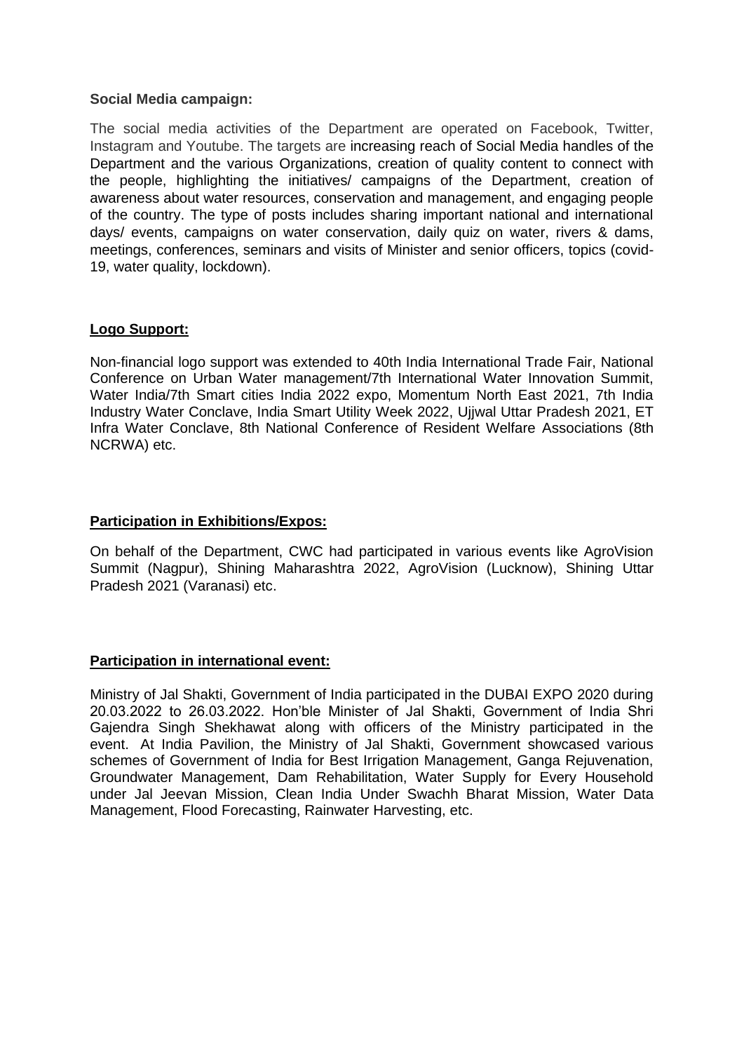**Social Media campaign:**

The social media activities of the Department are operated on Facebook, Twitter, Instagram and Youtube. The targets are increasing reach of Social Media handles of the Department and the various Organizations, creation of quality content to connect with the people, highlighting the initiatives/ campaigns of the Department, creation of awareness about water resources, conservation and management, and engaging people of the country. The type of posts includes sharing important national and international days/ events, campaigns on water conservation, daily quiz on water, rivers & dams, meetings, conferences, seminars and visits of Minister and senior officers, topics (covid-19, water quality, lockdown).

**Logo Support:**

Non-financial logo support was extended to 40th India International Trade Fair, National Conference on Urban Water management/7th International Water Innovation Summit, Water India/7th Smart cities India 2022 expo, Momentum North East 2021, 7th India Industry Water Conclave, India Smart Utility Week 2022, Ujjwal Uttar Pradesh 2021, ET Infra Water Conclave, 8th National Conference of Resident Welfare Associations (8th NCRWA) etc.

**Participation in Exhibitions/Expos:**

On behalf of the Department, CWC had participated in various events like AgroVision Summit (Nagpur), Shining Maharashtra 2022, AgroVision (Lucknow), Shining Uttar Pradesh 2021 (Varanasi) etc.

**Participation in international event:**

Ministry of Jal Shakti, Government of India participated in the DUBAI EXPO 2020 during 20.03.2022 to 26.03.2022. Hon'ble Minister of Jal Shakti, Government of India Shri Gajendra Singh Shekhawat along with officers of the Ministry participated in the event. At India Pavilion, the Ministry of Jal Shakti, Government showcased various schemes of Government of India for Best Irrigation Management, Ganga Rejuvenation, Groundwater Management, Dam Rehabilitation, Water Supply for Every Household under Jal Jeevan Mission, Clean India Under Swachh Bharat Mission, Water Data Management, Flood Forecasting, Rainwater Harvesting, etc.